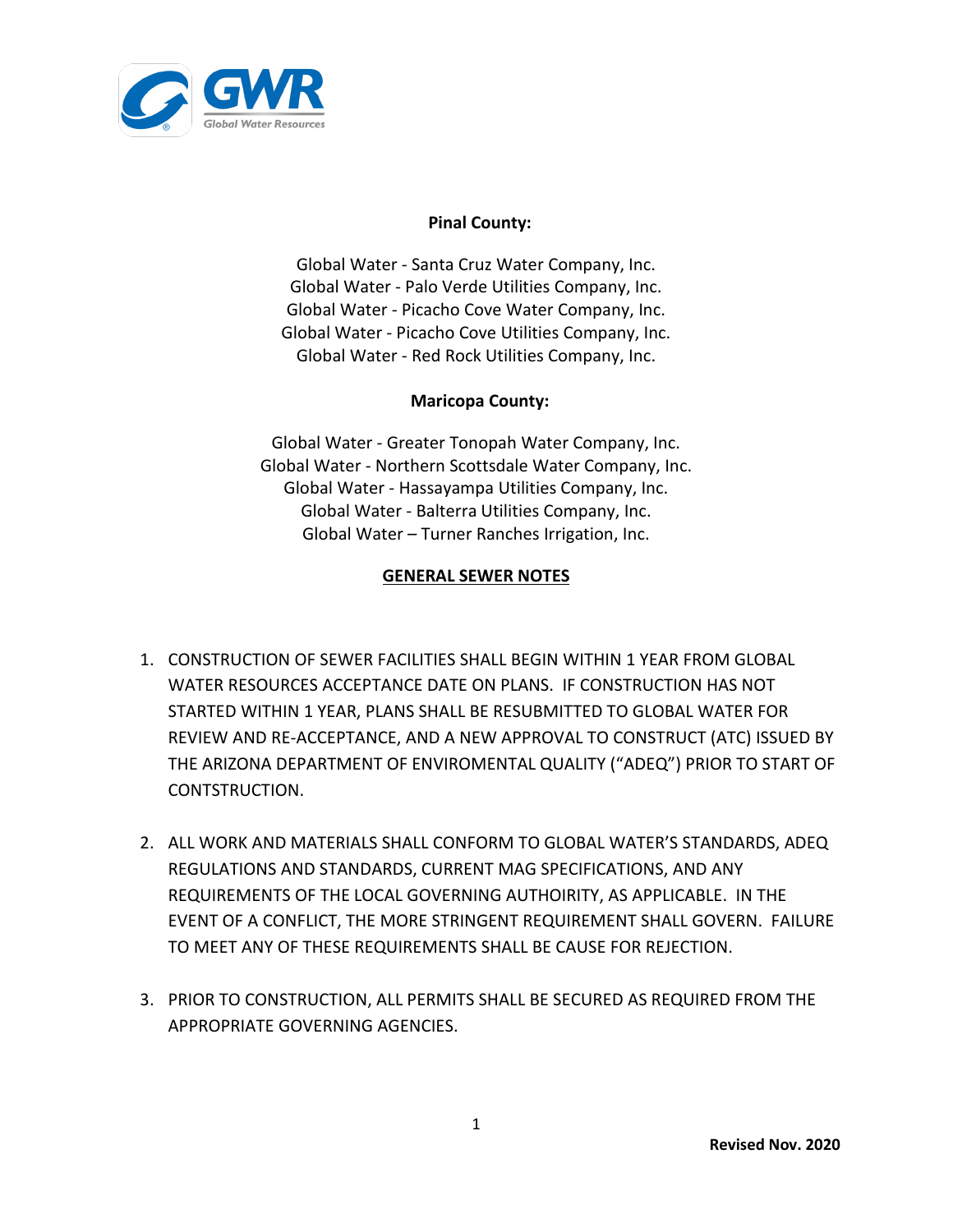**Pinal County:**

Global Water - Santa Cruz Water Company, Inc.
Global Water - Palo Verde Utilities Company, Inc.
Global Water - Picacho Cove Water Company, Inc.
Global Water - Picacho Cove Utilities Company, Inc.
Global Water - Red Rock Utilities Company, Inc.

**Maricopa County:**

Global Water - Greater Tonopah Water Company, Inc.
Global Water - Northern Scottsdale Water Company, Inc.
Global Water - Hassayampa Utilities Company, Inc.
Global Water - Balterra Utilities Company, Inc.
Global Water – Turner Ranches Irrigation, Inc.

**GENERAL SEWER NOTES**

1. CONSTRUCTION OF SEWER FACILITIES SHALL BEGIN WITHIN 1 YEAR FROM GLOBAL WATER RESOURCES ACCEPTANCE DATE ON PLANS. IF CONSTRUCTION HAS NOT STARTED WITHIN 1 YEAR, PLANS SHALL BE RESUBMITTED TO GLOBAL WATER FOR REVIEW AND RE-ACCEPTANCE, AND A NEW APPROVAL TO CONSTRUCT (ATC) ISSUED BY THE ARIZONA DEPARTMENT OF ENVIROMENTAL QUALITY ("ADEQ") PRIOR TO START OF CONTSTRUCTION.

2. ALL WORK AND MATERIALS SHALL CONFORM TO GLOBAL WATER'S STANDARDS, ADEQ REGULATIONS AND STANDARDS, CURRENT MAG SPECIFICATIONS, AND ANY REQUIREMENTS OF THE LOCAL GOVERNING AUTHOIRITY, AS APPLICABLE. IN THE EVENT OF A CONFLICT, THE MORE STRINGENT REQUIREMENT SHALL GOVERN. FAILURE TO MEET ANY OF THESE REQUIREMENTS SHALL BE CAUSE FOR REJECTION.

3. PRIOR TO CONSTRUCTION, ALL PERMITS SHALL BE SECURED AS REQUIRED FROM THE APPROPRIATE GOVERNING AGENCIES.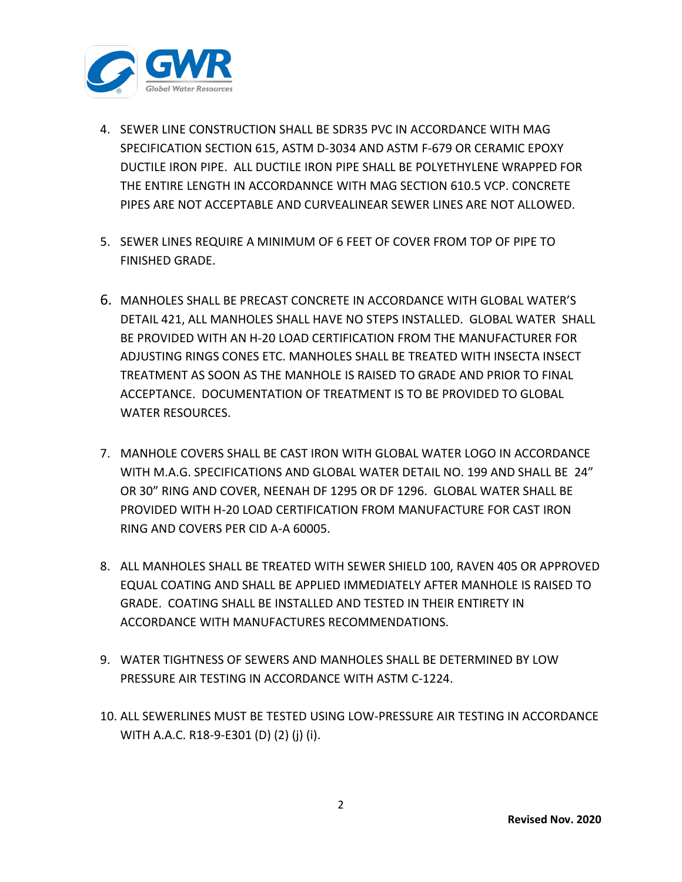4. SEWER LINE CONSTRUCTION SHALL BE SDR35 PVC IN ACCORDANCE WITH MAG SPECIFICATION SECTION 615, ASTM D-3034 AND ASTM F-679 OR CERAMIC EPOXY DUCTILE IRON PIPE. ALL DUCTILE IRON PIPE SHALL BE POLYETHYLENE WRAPPED FOR THE ENTIRE LENGTH IN ACCORDANNCE WITH MAG SECTION 610.5 VCP. CONCRETE PIPES ARE NOT ACCEPTABLE AND CURVEALINEAR SEWER LINES ARE NOT ALLOWED.

5. SEWER LINES REQUIRE A MINIMUM OF 6 FEET OF COVER FROM TOP OF PIPE TO FINISHED GRADE.

6. MANHOLES SHALL BE PRECAST CONCRETE IN ACCORDANCE WITH GLOBAL WATER'S DETAIL 421, ALL MANHOLES SHALL HAVE NO STEPS INSTALLED. GLOBAL WATER SHALL BE PROVIDED WITH AN H-20 LOAD CERTIFICATION FROM THE MANUFACTURER FOR ADJUSTING RINGS CONES ETC. MANHOLES SHALL BE TREATED WITH INSECTA INSECT TREATMENT AS SOON AS THE MANHOLE IS RAISED TO GRADE AND PRIOR TO FINAL ACCEPTANCE. DOCUMENTATION OF TREATMENT IS TO BE PROVIDED TO GLOBAL WATER RESOURCES.

7. MANHOLE COVERS SHALL BE CAST IRON WITH GLOBAL WATER LOGO IN ACCORDANCE WITH M.A.G. SPECIFICATIONS AND GLOBAL WATER DETAIL NO. 199 AND SHALL BE 24" OR 30" RING AND COVER, NEENAH DF 1295 OR DF 1296. GLOBAL WATER SHALL BE PROVIDED WITH H-20 LOAD CERTIFICATION FROM MANUFACTURE FOR CAST IRON RING AND COVERS PER CID A-A 60005.

8. ALL MANHOLES SHALL BE TREATED WITH SEWER SHIELD 100, RAVEN 405 OR APPROVED EQUAL COATING AND SHALL BE APPLIED IMMEDIATELY AFTER MANHOLE IS RAISED TO GRADE. COATING SHALL BE INSTALLED AND TESTED IN THEIR ENTIRETY IN ACCORDANCE WITH MANUFACTURES RECOMMENDATIONS.

9. WATER TIGHTNESS OF SEWERS AND MANHOLES SHALL BE DETERMINED BY LOW PRESSURE AIR TESTING IN ACCORDANCE WITH ASTM C-1224.

10. ALL SEWERLINES MUST BE TESTED USING LOW-PRESSURE AIR TESTING IN ACCORDANCE WITH A.A.C. R18-9-E301 (D) (2) (j) (i).

**Revised Nov. 2020**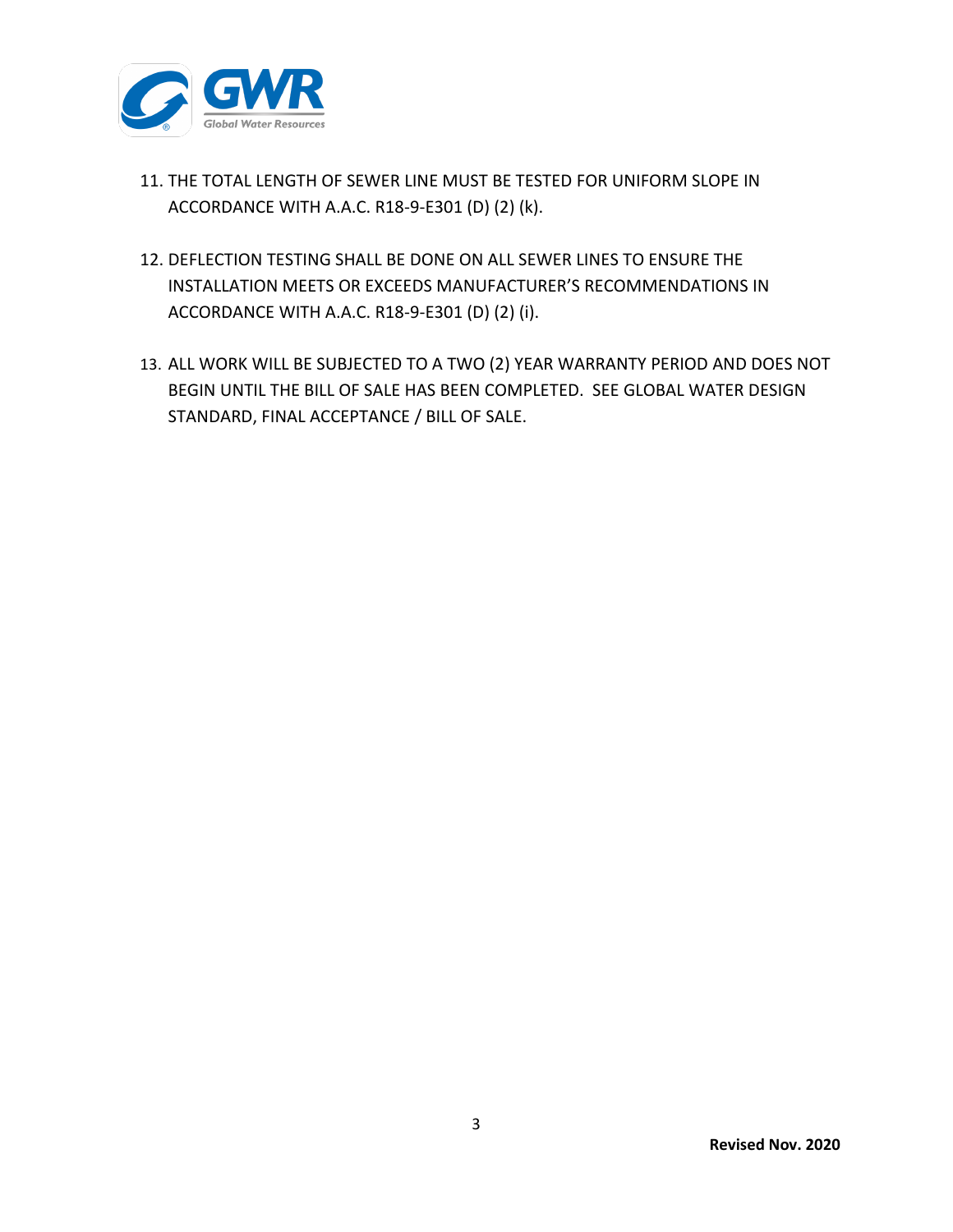11. THE TOTAL LENGTH OF SEWER LINE MUST BE TESTED FOR UNIFORM SLOPE IN ACCORDANCE WITH A.A.C. R18-9-E301 (D) (2) (k).

12. DEFLECTION TESTING SHALL BE DONE ON ALL SEWER LINES TO ENSURE THE INSTALLATION MEETS OR EXCEEDS MANUFACTURER'S RECOMMENDATIONS IN ACCORDANCE WITH A.A.C. R18-9-E301 (D) (2) (i).

13. ALL WORK WILL BE SUBJECTED TO A TWO (2) YEAR WARRANTY PERIOD AND DOES NOT BEGIN UNTIL THE BILL OF SALE HAS BEEN COMPLETED. SEE GLOBAL WATER DESIGN STANDARD, FINAL ACCEPTANCE / BILL OF SALE.